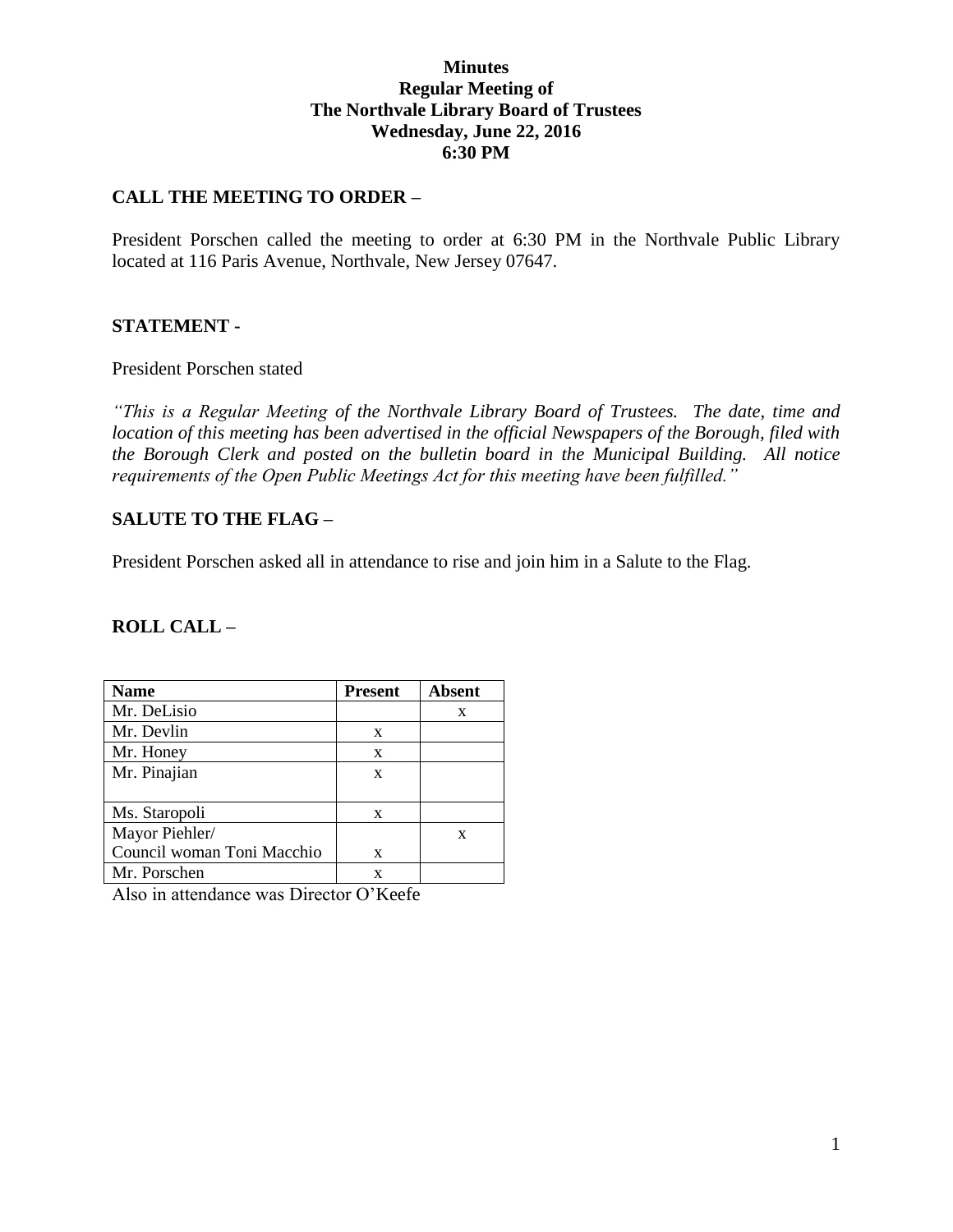**Minutes**
**Regular Meeting of**
**The Northvale Library Board of Trustees**
**Wednesday, June 22, 2016**
**6:30 PM**

## CALL THE MEETING TO ORDER –

President Porschen called the meeting to order at 6:30 PM in the Northvale Public Library located at 116 Paris Avenue, Northvale, New Jersey 07647.

## STATEMENT -

President Porschen stated

*"This is a Regular Meeting of the Northvale Library Board of Trustees. The date, time and location of this meeting has been advertised in the official Newspapers of the Borough, filed with the Borough Clerk and posted on the bulletin board in the Municipal Building. All notice requirements of the Open Public Meetings Act for this meeting have been fulfilled."*

## SALUTE TO THE FLAG –

President Porschen asked all in attendance to rise and join him in a Salute to the Flag.

## ROLL CALL –

| Name | Present | Absent |
|---|---|---|
| Mr. DeLisio | | x |
| Mr. Devlin | x | |
| Mr. Honey | x | |
| Mr. Pinajian | x | |
| Ms. Staropoli | x | |
| Mayor Piehler/ | | x |
| Council woman Toni Macchio | x | |
| Mr. Porschen | x | |

Also in attendance was Director O'Keefe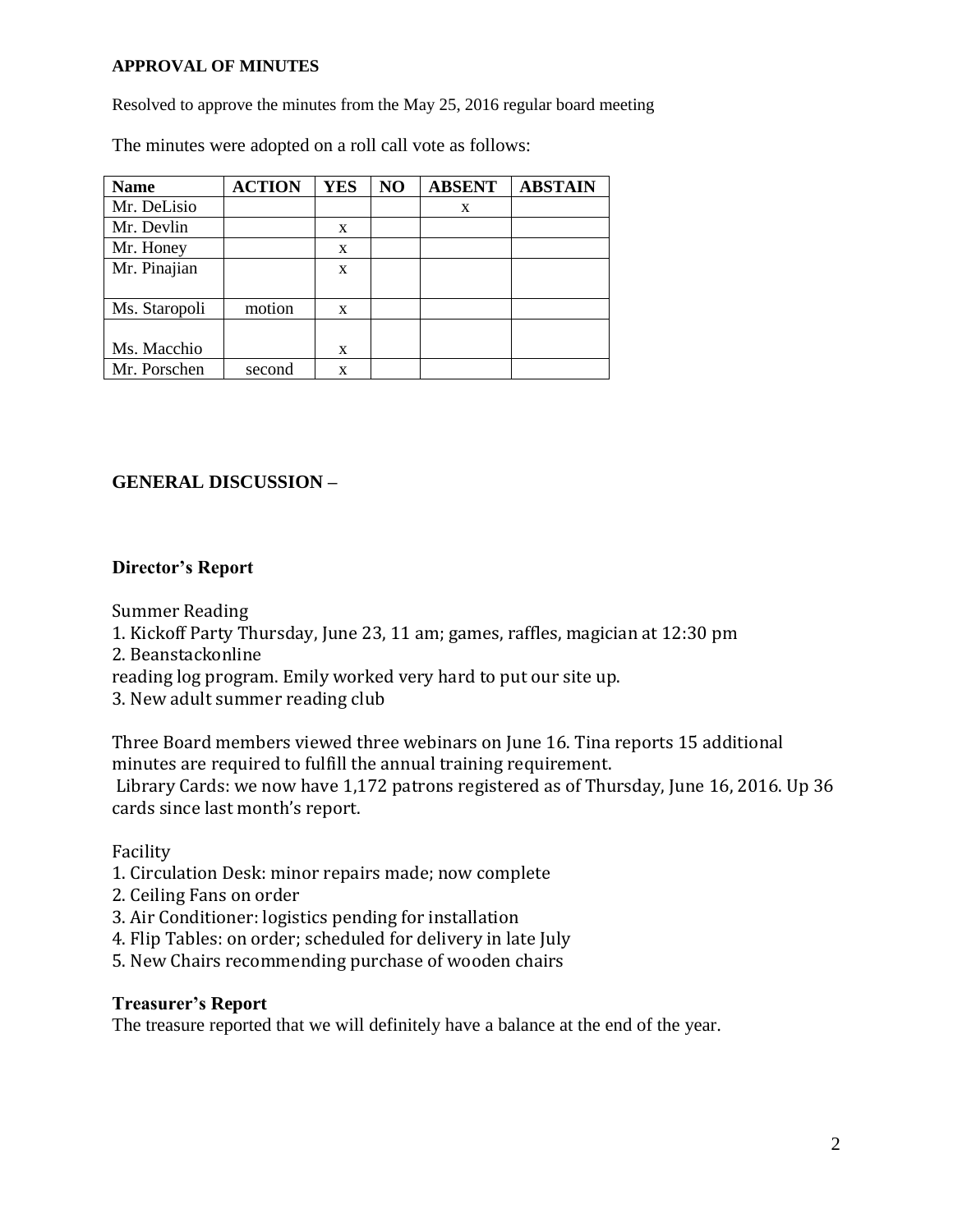**APPROVAL OF MINUTES**

Resolved to approve the minutes from the May 25, 2016 regular board meeting

The minutes were adopted on a roll call vote as follows:

| Name | ACTION | YES | NO | ABSENT | ABSTAIN |
|---|---|---|---|---|---|
| Mr. DeLisio | | | | x | |
| Mr. Devlin | | x | | | |
| Mr. Honey | | x | | | |
| Mr. Pinajian | | x | | | |
| Ms. Staropoli | motion | x | | | |
| Ms. Macchio | | x | | | |
| Mr. Porschen | second | x | | | |

**GENERAL DISCUSSION –**

**Director's Report**

Summer Reading

1. Kickoff Party Thursday, June 23, 11 am; games, raffles, magician at 12:30 pm
2. Beanstackonline

reading log program. Emily worked very hard to put our site up.

3. New adult summer reading club

Three Board members viewed three webinars on June 16. Tina reports 15 additional minutes are required to fulfill the annual training requirement.

Library Cards: we now have 1,172 patrons registered as of Thursday, June 16, 2016. Up 36 cards since last month's report.

Facility

1. Circulation Desk: minor repairs made; now complete
2. Ceiling Fans on order
3. Air Conditioner: logistics pending for installation
4. Flip Tables: on order; scheduled for delivery in late July
5. New Chairs recommending purchase of wooden chairs

**Treasurer's Report**

The treasure reported that we will definitely have a balance at the end of the year.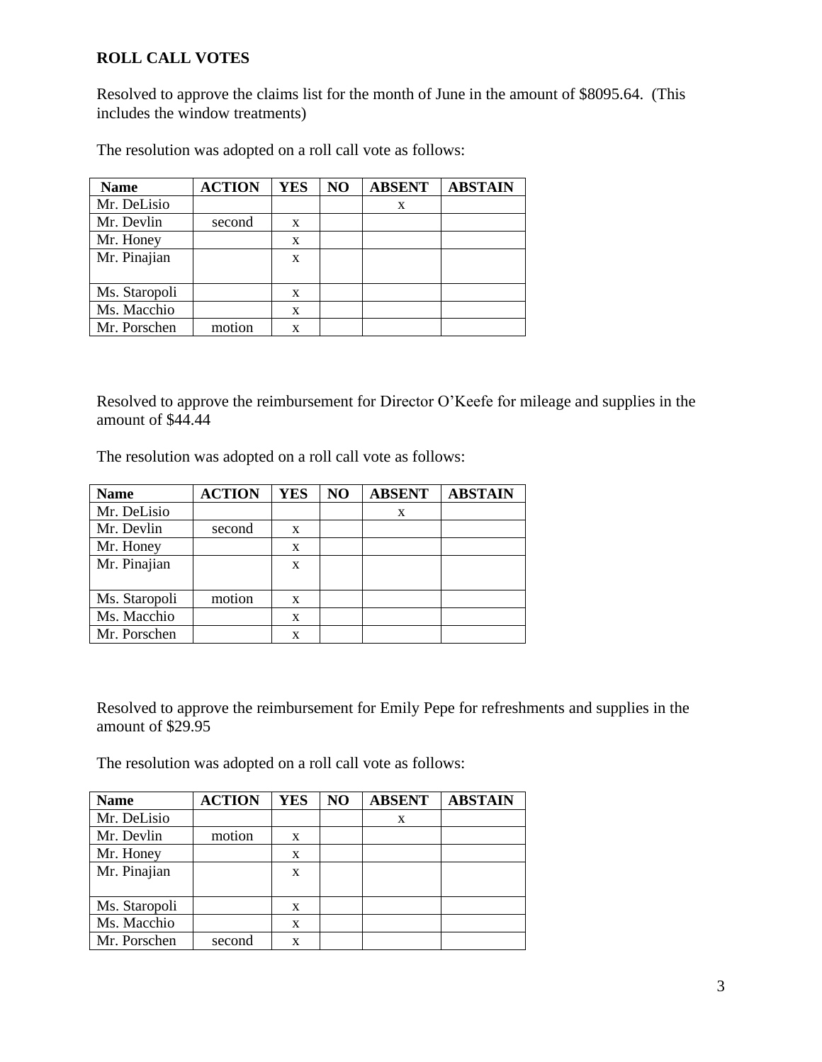**ROLL CALL VOTES**

Resolved to approve the claims list for the month of June in the amount of $8095.64. (This includes the window treatments)

The resolution was adopted on a roll call vote as follows:

| Name | ACTION | YES | NO | ABSENT | ABSTAIN |
|---|---|---|---|---|---|
| Mr. DeLisio | | | | x | |
| Mr. Devlin | second | x | | | |
| Mr. Honey | | x | | | |
| Mr. Pinajian | | x | | | |
| Ms. Staropoli | | x | | | |
| Ms. Macchio | | x | | | |
| Mr. Porschen | motion | x | | | |

Resolved to approve the reimbursement for Director O'Keefe for mileage and supplies in the amount of $44.44

The resolution was adopted on a roll call vote as follows:

| Name | ACTION | YES | NO | ABSENT | ABSTAIN |
|---|---|---|---|---|---|
| Mr. DeLisio | | | | x | |
| Mr. Devlin | second | x | | | |
| Mr. Honey | | x | | | |
| Mr. Pinajian | | x | | | |
| Ms. Staropoli | motion | x | | | |
| Ms. Macchio | | x | | | |
| Mr. Porschen | | x | | | |

Resolved to approve the reimbursement for Emily Pepe for refreshments and supplies in the amount of $29.95

The resolution was adopted on a roll call vote as follows:

| Name | ACTION | YES | NO | ABSENT | ABSTAIN |
|---|---|---|---|---|---|
| Mr. DeLisio | | | | x | |
| Mr. Devlin | motion | x | | | |
| Mr. Honey | | x | | | |
| Mr. Pinajian | | x | | | |
| Ms. Staropoli | | x | | | |
| Ms. Macchio | | x | | | |
| Mr. Porschen | second | x | | | |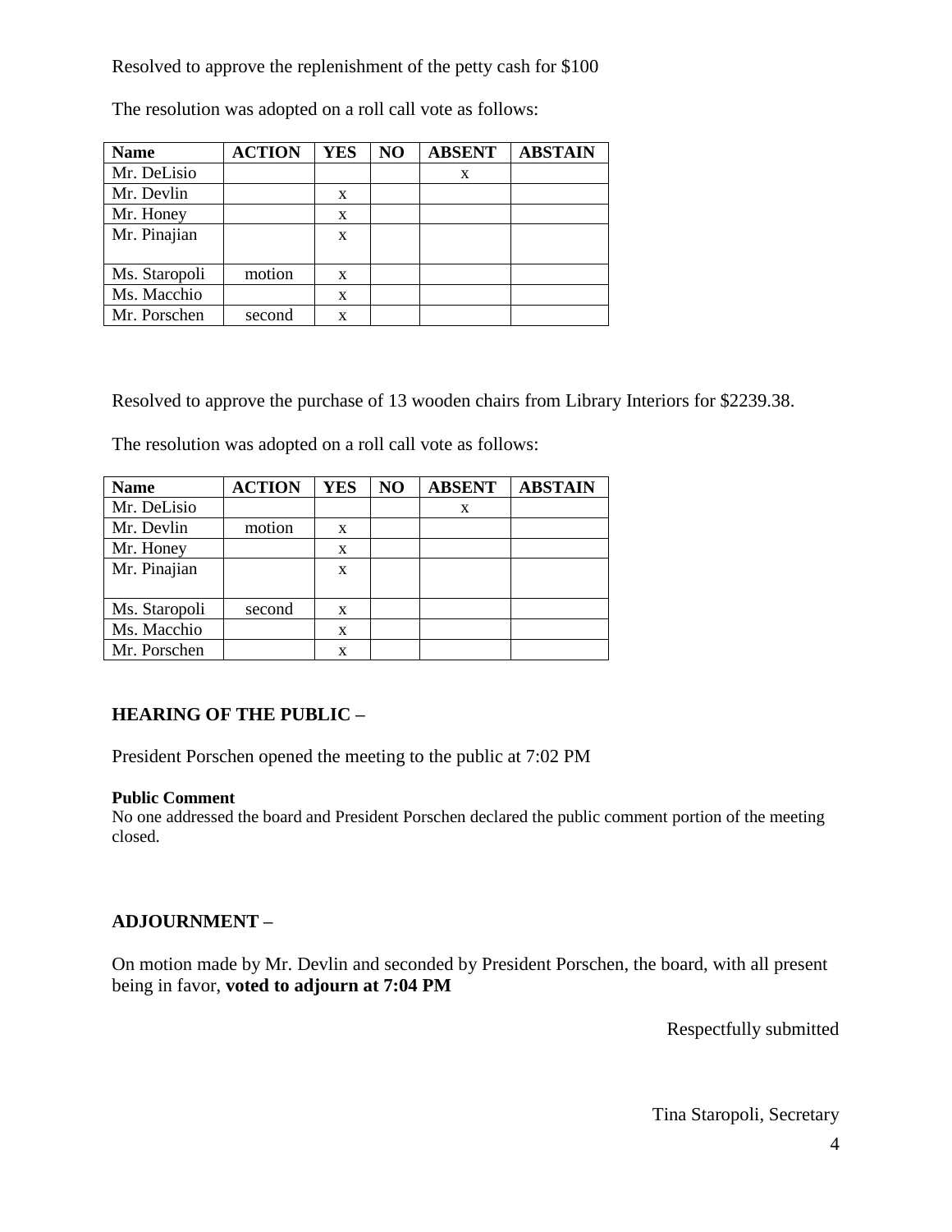Resolved to approve the replenishment of the petty cash for $100

The resolution was adopted on a roll call vote as follows:

| Name | ACTION | YES | NO | ABSENT | ABSTAIN |
|---|---|---|---|---|---|
| Mr. DeLisio | | | | x | |
| Mr. Devlin | | x | | | |
| Mr. Honey | | x | | | |
| Mr. Pinajian | | x | | | |
| Ms. Staropoli | motion | x | | | |
| Ms. Macchio | | x | | | |
| Mr. Porschen | second | x | | | |

Resolved to approve the purchase of 13 wooden chairs from Library Interiors for $2239.38.

The resolution was adopted on a roll call vote as follows:

| Name | ACTION | YES | NO | ABSENT | ABSTAIN |
|---|---|---|---|---|---|
| Mr. DeLisio | | | | x | |
| Mr. Devlin | motion | x | | | |
| Mr. Honey | | x | | | |
| Mr. Pinajian | | x | | | |
| Ms. Staropoli | second | x | | | |
| Ms. Macchio | | x | | | |
| Mr. Porschen | | x | | | |

## HEARING OF THE PUBLIC –

President Porschen opened the meeting to the public at 7:02 PM

**Public Comment**

No one addressed the board and President Porschen declared the public comment portion of the meeting closed.

## ADJOURNMENT –

On motion made by Mr. Devlin and seconded by President Porschen, the board, with all present being in favor, **voted to adjourn at 7:04 PM**

Respectfully submitted

Tina Staropoli, Secretary